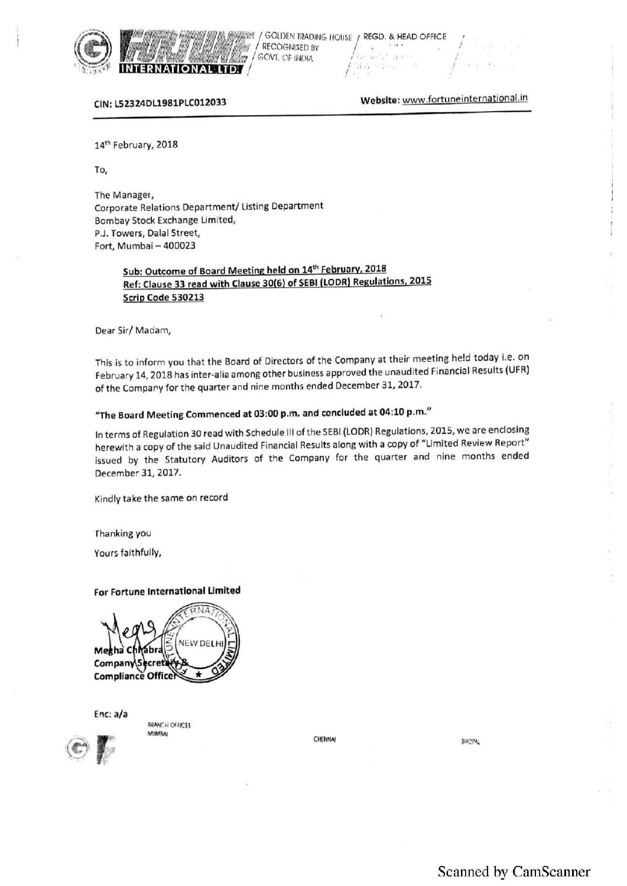FORTUNE INTERNATIONAL LTD. / GOLDEN TRADING HOUSE RECOGNISED BY GOVT. OF INDIA / REGD. & HEAD OFFICE

**CIN: L52324DL1981PLC012033** **Website: www.fortuneinternational.in**

14th February, 2018

To,

The Manager,
Corporate Relations Department/ Listing Department
Bombay Stock Exchange Limited,
P.J. Towers, Dalal Street,
Fort, Mumbai – 400023

**Sub: Outcome of Board Meeting held on 14th February, 2018**
**Ref: Clause 33 read with Clause 30(6) of SEBI (LODR) Regulations, 2015**
**Scrip Code 530213**

Dear Sir/ Madam,

This is to inform you that the Board of Directors of the Company at their meeting held today i.e. on February 14, 2018 has inter-alia among other business approved the unaudited Financial Results (UFR) of the Company for the quarter and nine months ended December 31, 2017.

**"The Board Meeting Commenced at 03:00 p.m. and concluded at 04:10 p.m."**

In terms of Regulation 30 read with Schedule III of the SEBI (LODR) Regulations, 2015, we are enclosing herewith a copy of the said Unaudited Financial Results along with a copy of "Limited Review Report" issued by the Statutory Auditors of the Company for the quarter and nine months ended December 31, 2017.

Kindly take the same on record

Thanking you

Yours faithfully,

**For Fortune International Limited**

**Megha Chhabra**
**Company Secretary &**
**Compliance Officer**

Enc: a/a

BRANCH OFFICES
MUMBAI CHENNAI BHOPAL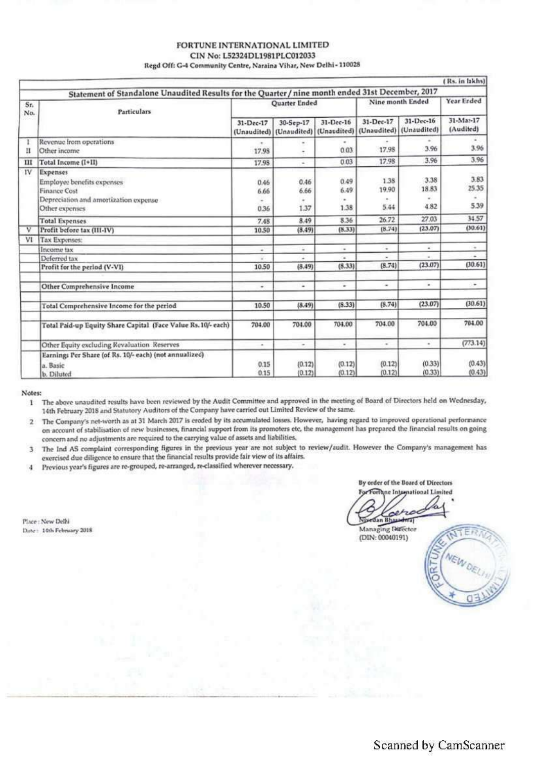**FORTUNE INTERNATIONAL LIMITED**
**CIN No: L52324DL1981PLC012033**
**Regd Off: G-4 Community Centre, Naraina Vihar, New Delhi - 110028**

(Rs. in lakhs)

**Statement of Standalone Unaudited Results for the Quarter / nine month ended 31st December, 2017**

| Sr. No. | Particulars | Quarter Ended | | | Nine month Ended | | Year Ended |
|---|---|---|---|---|---|---|---|
| | | 31-Dec-17 (Unaudited) | 30-Sep-17 (Unaudited) | 31-Dec-16 (Unaudited) | 31-Dec-17 (Unaudited) | 31-Dec-16 (Unaudited) | 31-Mar-17 (Audited) |
| I | Revenue from operations | - | - | - | - | - | - |
| II | Other income | 17.98 | - | 0.03 | 17.98 | 3.96 | 3.96 |
| III | Total Income (I+II) | 17.98 | - | 0.03 | 17.98 | 3.96 | 3.96 |
| IV | Expenses | | | | | | |
| | Employee benefits expenses | 0.46 | 0.46 | 0.49 | 1.38 | 3.38 | 3.83 |
| | Finance Cost | 6.66 | 6.66 | 6.49 | 19.90 | 18.83 | 25.35 |
| | Depreciation and amortization expense | - | - | - | - | - | - |
| | Other expenses | 0.36 | 1.37 | 1.38 | 5.44 | 4.82 | 5.39 |
| | Total Expenses | 7.48 | 8.49 | 8.36 | 26.72 | 27.03 | 34.57 |
| V | Profit before tax (III-IV) | 10.50 | (8.49) | (8.33) | (8.74) | (23.07) | (30.61) |
| VI | Tax Expenses: | | | | | | |
| | Income tax | - | - | - | - | - | - |
| | Deferred tax | - | - | - | - | - | - |
| | Profit for the period (V-VI) | 10.50 | (8.49) | (8.33) | (8.74) | (23.07) | (30.61) |
| | Other Comprehensive Income | - | - | - | - | - | - |
| | Total Comprehensive Income for the period | 10.50 | (8.49) | (8.33) | (8.74) | (23.07) | (30.61) |
| | Total Paid-up Equity Share Capital (Face Value Rs.10/- each) | 704.00 | 704.00 | 704.00 | 704.00 | 704.00 | 704.00 |
| | Other Equity excluding Revaluation Reserves | - | - | - | - | - | (773.14) |
| | Earnings Per Share (of Rs. 10/- each) (not annualized) | | | | | | |
| | a. Basic | 0.15 | (0.12) | (0.12) | (0.12) | (0.33) | (0.43) |
| | b. Diluted | 0.15 | (0.12) | (0.12) | (0.12) | (0.33) | (0.43) |

Notes:

1. The above unaudited results have been reviewed by the Audit Committee and approved in the meeting of Board of Directors held on Wednesday, 14th February 2018 and Statutory Auditors of the Company have carried out Limited Review of the same.
2. The Company's net-worth as at 31 March 2017 is eroded by its accumulated losses. However, having regard to improved operational performance on account of stabilisation of new businesses, financial support from its promoters etc, the management has prepared the financial results on going concern and no adjustments are required to the carrying value of assets and liabilities.
3. The Ind AS complaint corresponding figures in the previous year are not subject to review/audit. However the Company's management has exercised due diligence to ensure that the financial results provide fair view of its affairs.
4. Previous year's figures are re-grouped, re-arranged, re-classified wherever necessary.

By order of the Board of Directors
For Fortune International Limited

Nivedan Bharadwaj
Managing Director
(DIN: 00040191)

Place : New Delhi
Date : 14th February 2018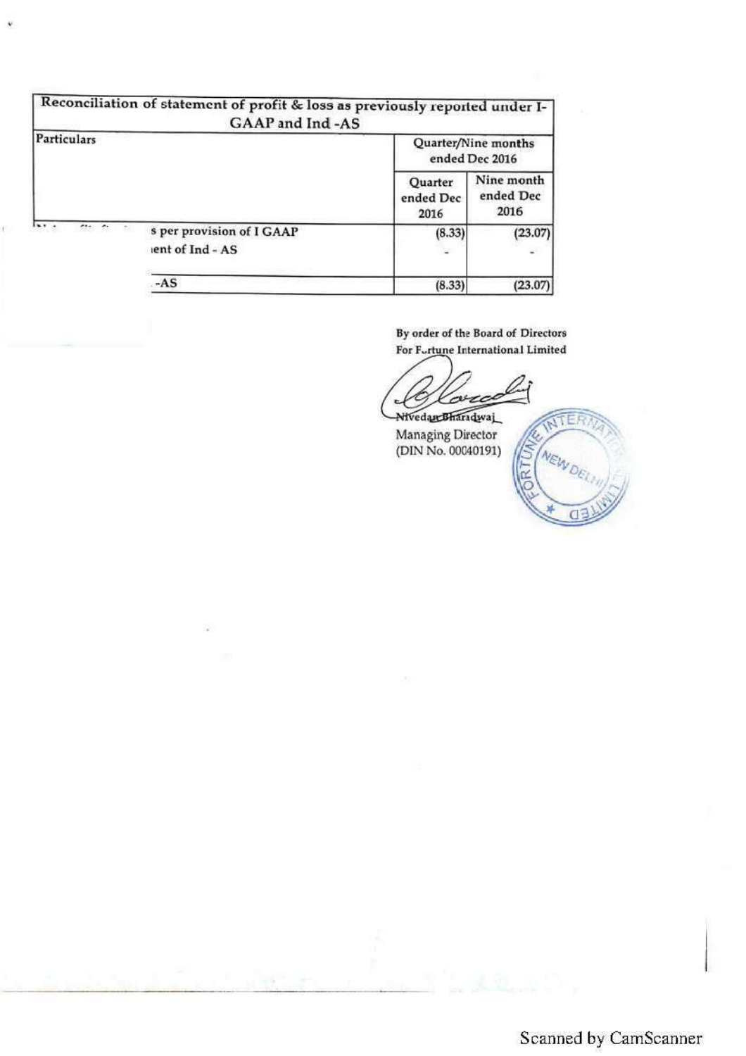| Reconciliation of statement of profit & loss as previously reported under I-GAAP and Ind -AS | | |
|---|---|---|
| Particulars | Quarter/Nine months ended Dec 2016 | |
| | Quarter ended Dec 2016 | Nine month ended Dec 2016 |
| s per provision of I GAAP | (8.33) | (23.07) |
| ient of Ind - AS | - | - |
| -AS | (8.33) | (23.07) |

By order of the Board of Directors
For Fortune International Limited

Nivedan Bharadwaj
Managing Director
(DIN No. 00040191)

Scanned by CamScanner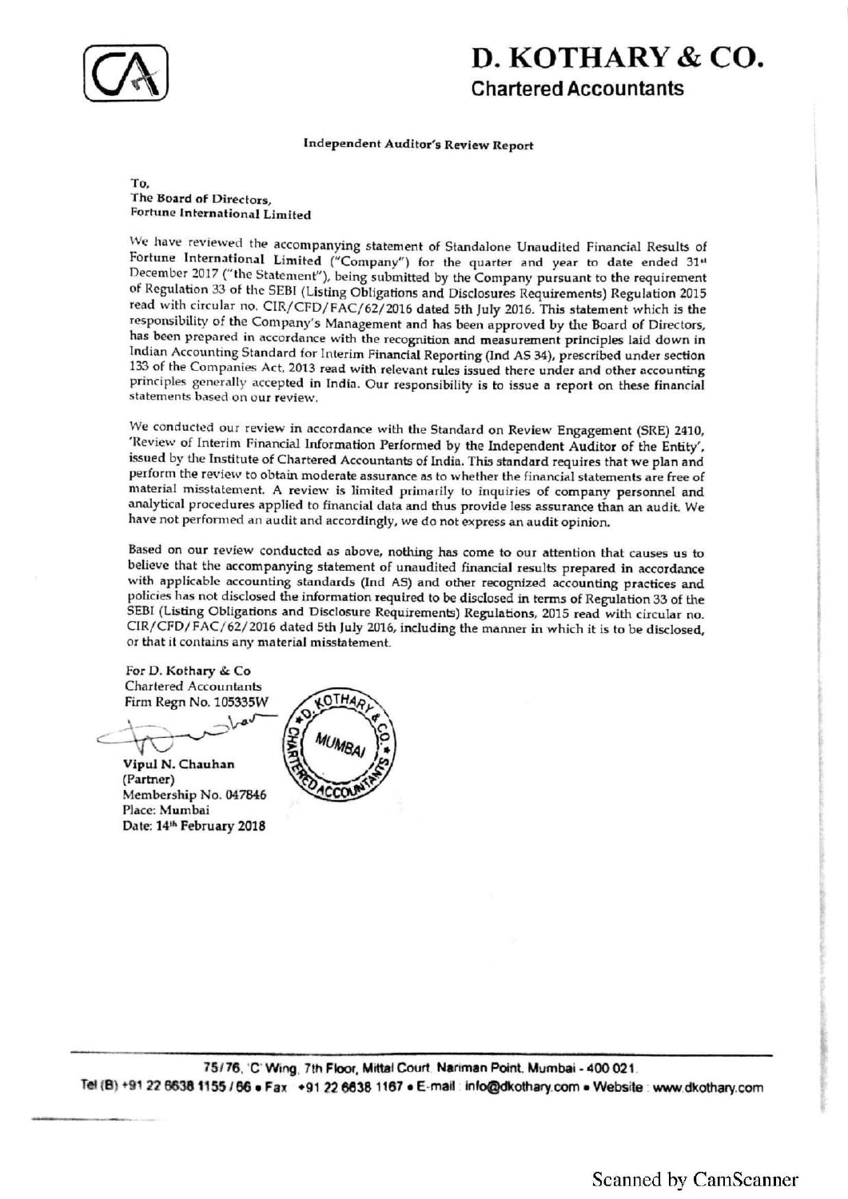# D. KOTHARY & CO.

**Chartered Accountants**

**Independent Auditor's Review Report**

To,
The Board of Directors,
Fortune International Limited

We have reviewed the accompanying statement of Standalone Unaudited Financial Results of Fortune International Limited ("Company") for the quarter and year to date ended 31st December 2017 ("the Statement"), being submitted by the Company pursuant to the requirement of Regulation 33 of the SEBI (Listing Obligations and Disclosures Requirements) Regulation 2015 read with circular no. CIR/CFD/FAC/62/2016 dated 5th July 2016. This statement which is the responsibility of the Company's Management and has been approved by the Board of Directors, has been prepared in accordance with the recognition and measurement principles laid down in Indian Accounting Standard for Interim Financial Reporting (Ind AS 34), prescribed under section 133 of the Companies Act, 2013 read with relevant rules issued there under and other accounting principles generally accepted in India. Our responsibility is to issue a report on these financial statements based on our review.

We conducted our review in accordance with the Standard on Review Engagement (SRE) 2410, 'Review of Interim Financial Information Performed by the Independent Auditor of the Entity', issued by the Institute of Chartered Accountants of India. This standard requires that we plan and perform the review to obtain moderate assurance as to whether the financial statements are free of material misstatement. A review is limited primarily to inquiries of company personnel and analytical procedures applied to financial data and thus provide less assurance than an audit. We have not performed an audit and accordingly, we do not express an audit opinion.

Based on our review conducted as above, nothing has come to our attention that causes us to believe that the accompanying statement of unaudited financial results prepared in accordance with applicable accounting standards (Ind AS) and other recognized accounting practices and policies has not disclosed the information required to be disclosed in terms of Regulation 33 of the SEBI (Listing Obligations and Disclosure Requirements) Regulations, 2015 read with circular no. CIR/CFD/FAC/62/2016 dated 5th July 2016, including the manner in which it is to be disclosed, or that it contains any material misstatement.

For D. Kothary & Co
Chartered Accountants
Firm Regn No. 105335W

Vipul N. Chauhan
(Partner)
Membership No. 047846
Place: Mumbai
Date: 14th February 2018

75/76, 'C' Wing, 7th Floor, Mittal Court, Nariman Point, Mumbai - 400 021.
Tel (B) +91 22 6638 1155 / 66 • Fax +91 22 6638 1167 • E-mail : info@dkothary.com • Website : www.dkothary.com